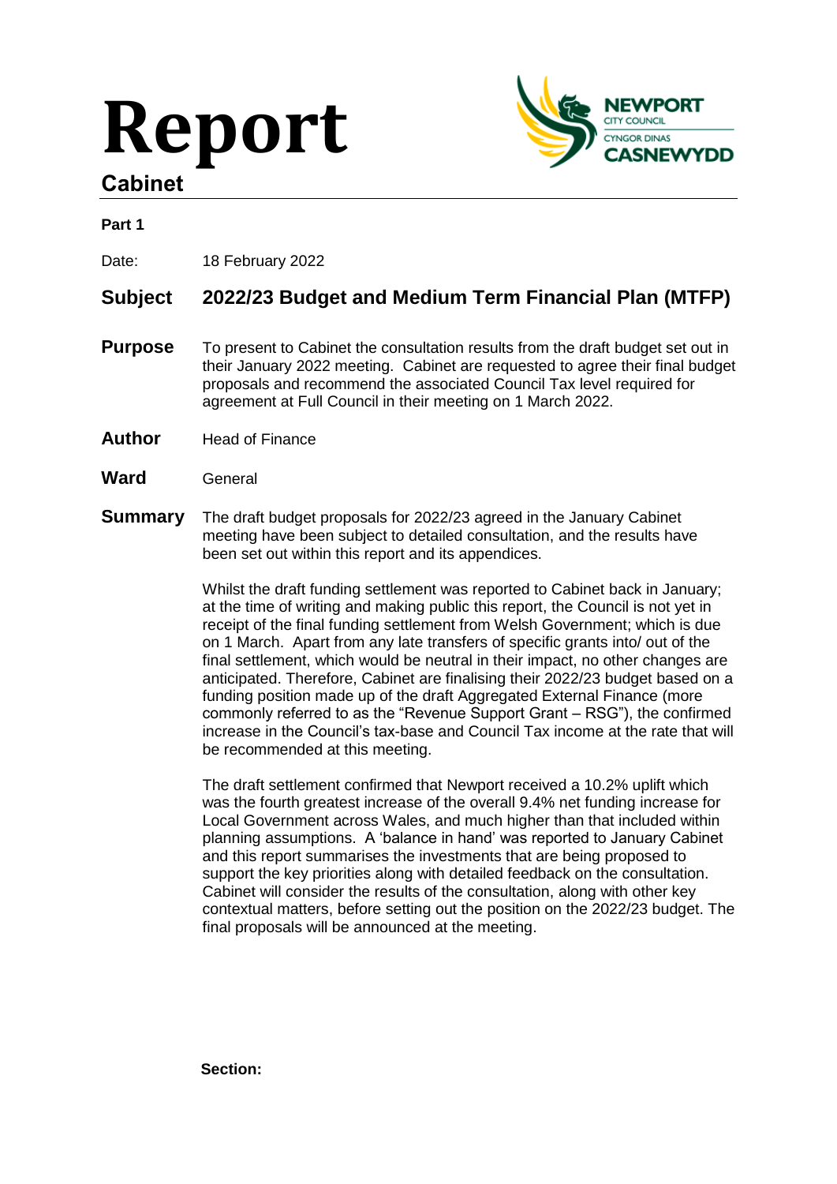# Report

**Cabinet**

**Part 1**

Date: 18 February 2022

## Subject 2022/23 Budget and Medium Term Financial Plan (MTFP)

**Purpose** To present to Cabinet the consultation results from the draft budget set out in their January 2022 meeting. Cabinet are requested to agree their final budget proposals and recommend the associated Council Tax level required for agreement at Full Council in their meeting on 1 March 2022.

**Author** Head of Finance

**Ward** General

**Summary** The draft budget proposals for 2022/23 agreed in the January Cabinet meeting have been subject to detailed consultation, and the results have been set out within this report and its appendices.

Whilst the draft funding settlement was reported to Cabinet back in January; at the time of writing and making public this report, the Council is not yet in receipt of the final funding settlement from Welsh Government; which is due on 1 March. Apart from any late transfers of specific grants into/ out of the final settlement, which would be neutral in their impact, no other changes are anticipated. Therefore, Cabinet are finalising their 2022/23 budget based on a funding position made up of the draft Aggregated External Finance (more commonly referred to as the "Revenue Support Grant – RSG"), the confirmed increase in the Council's tax-base and Council Tax income at the rate that will be recommended at this meeting.

The draft settlement confirmed that Newport received a 10.2% uplift which was the fourth greatest increase of the overall 9.4% net funding increase for Local Government across Wales, and much higher than that included within planning assumptions. A 'balance in hand' was reported to January Cabinet and this report summarises the investments that are being proposed to support the key priorities along with detailed feedback on the consultation. Cabinet will consider the results of the consultation, along with other key contextual matters, before setting out the position on the 2022/23 budget. The final proposals will be announced at the meeting.

**Section:**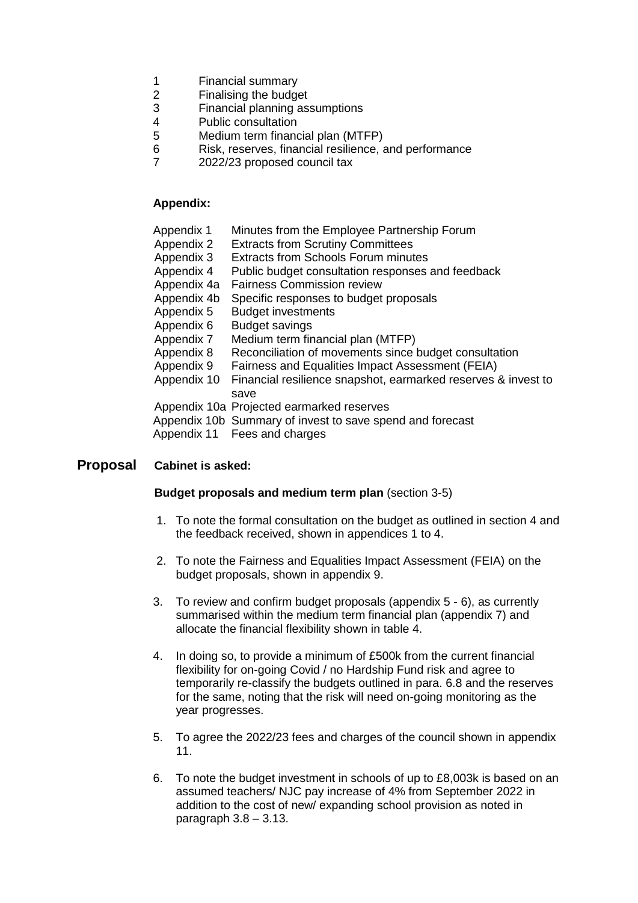1. Financial summary
2. Finalising the budget
3. Financial planning assumptions
4. Public consultation
5. Medium term financial plan (MTFP)
6. Risk, reserves, financial resilience, and performance
7. 2022/23 proposed council tax

**Appendix:**

| | |
|---|---|
| Appendix 1 | Minutes from the Employee Partnership Forum |
| Appendix 2 | Extracts from Scrutiny Committees |
| Appendix 3 | Extracts from Schools Forum minutes |
| Appendix 4 | Public budget consultation responses and feedback |
| Appendix 4a | Fairness Commission review |
| Appendix 4b | Specific responses to budget proposals |
| Appendix 5 | Budget investments |
| Appendix 6 | Budget savings |
| Appendix 7 | Medium term financial plan (MTFP) |
| Appendix 8 | Reconciliation of movements since budget consultation |
| Appendix 9 | Fairness and Equalities Impact Assessment (FEIA) |
| Appendix 10 | Financial resilience snapshot, earmarked reserves & invest to save |
| Appendix 10a | Projected earmarked reserves |
| Appendix 10b | Summary of invest to save spend and forecast |
| Appendix 11 | Fees and charges |

## Proposal

**Cabinet is asked:**

**Budget proposals and medium term plan** (section 3-5)

1. To note the formal consultation on the budget as outlined in section 4 and the feedback received, shown in appendices 1 to 4.

2. To note the Fairness and Equalities Impact Assessment (FEIA) on the budget proposals, shown in appendix 9.

3. To review and confirm budget proposals (appendix 5 - 6), as currently summarised within the medium term financial plan (appendix 7) and allocate the financial flexibility shown in table 4.

4. In doing so, to provide a minimum of £500k from the current financial flexibility for on-going Covid / no Hardship Fund risk and agree to temporarily re-classify the budgets outlined in para. 6.8 and the reserves for the same, noting that the risk will need on-going monitoring as the year progresses.

5. To agree the 2022/23 fees and charges of the council shown in appendix 11.

6. To note the budget investment in schools of up to £8,003k is based on an assumed teachers/ NJC pay increase of 4% from September 2022 in addition to the cost of new/ expanding school provision as noted in paragraph 3.8 – 3.13.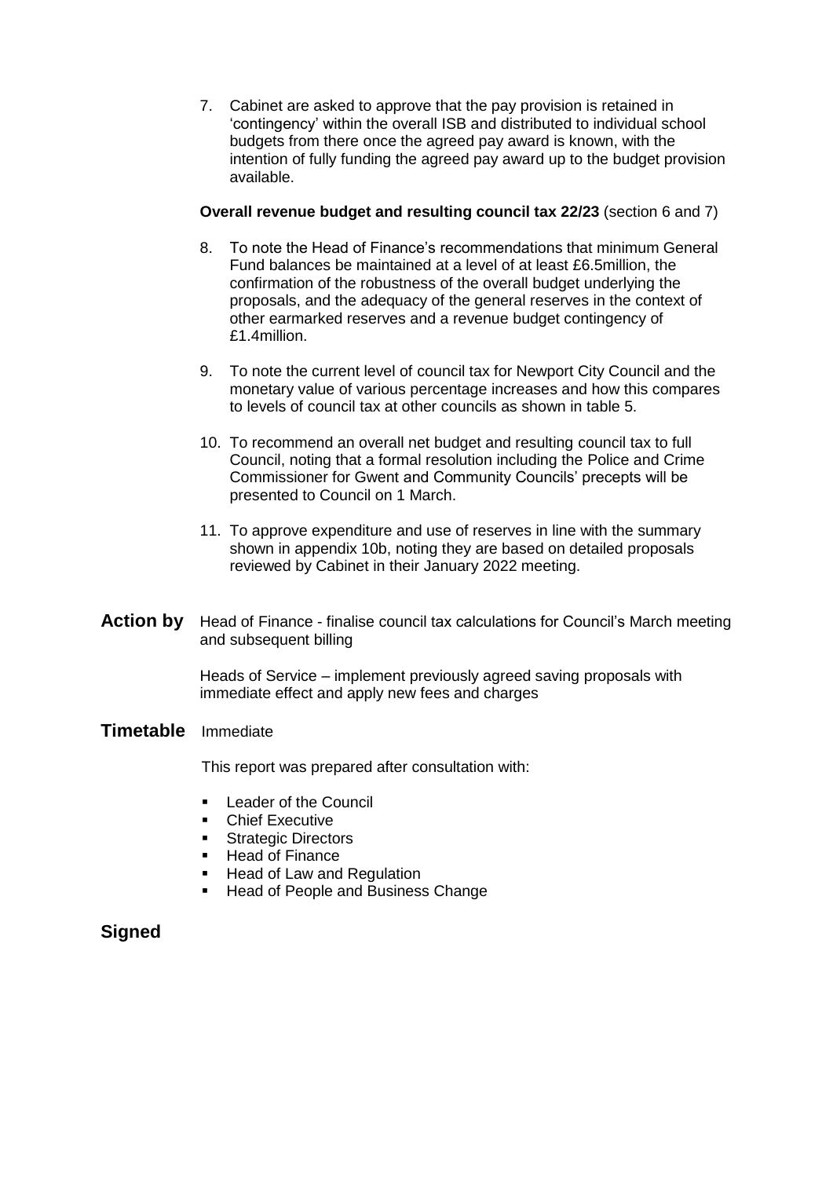7. Cabinet are asked to approve that the pay provision is retained in 'contingency' within the overall ISB and distributed to individual school budgets from there once the agreed pay award is known, with the intention of fully funding the agreed pay award up to the budget provision available.

**Overall revenue budget and resulting council tax 22/23** (section 6 and 7)

8. To note the Head of Finance's recommendations that minimum General Fund balances be maintained at a level of at least £6.5million, the confirmation of the robustness of the overall budget underlying the proposals, and the adequacy of the general reserves in the context of other earmarked reserves and a revenue budget contingency of £1.4million.

9. To note the current level of council tax for Newport City Council and the monetary value of various percentage increases and how this compares to levels of council tax at other councils as shown in table 5.

10. To recommend an overall net budget and resulting council tax to full Council, noting that a formal resolution including the Police and Crime Commissioner for Gwent and Community Councils' precepts will be presented to Council on 1 March.

11. To approve expenditure and use of reserves in line with the summary shown in appendix 10b, noting they are based on detailed proposals reviewed by Cabinet in their January 2022 meeting.

## Action by

Head of Finance - finalise council tax calculations for Council's March meeting and subsequent billing

Heads of Service – implement previously agreed saving proposals with immediate effect and apply new fees and charges

## Timetable

Immediate

This report was prepared after consultation with:

- Leader of the Council
- Chief Executive
- Strategic Directors
- Head of Finance
- Head of Law and Regulation
- Head of People and Business Change

## Signed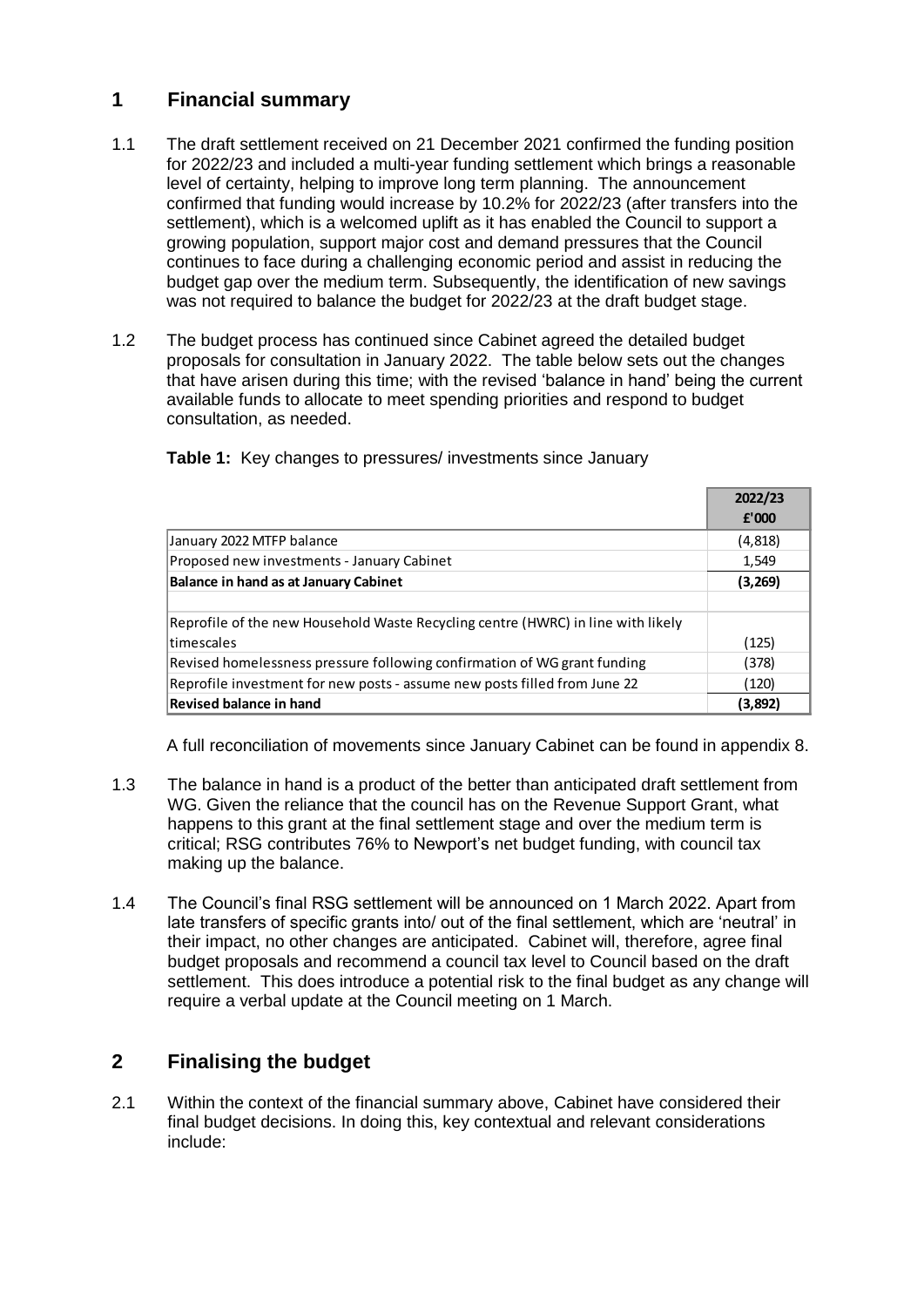## 1 Financial summary

1.1 The draft settlement received on 21 December 2021 confirmed the funding position for 2022/23 and included a multi-year funding settlement which brings a reasonable level of certainty, helping to improve long term planning. The announcement confirmed that funding would increase by 10.2% for 2022/23 (after transfers into the settlement), which is a welcomed uplift as it has enabled the Council to support a growing population, support major cost and demand pressures that the Council continues to face during a challenging economic period and assist in reducing the budget gap over the medium term. Subsequently, the identification of new savings was not required to balance the budget for 2022/23 at the draft budget stage.

1.2 The budget process has continued since Cabinet agreed the detailed budget proposals for consultation in January 2022. The table below sets out the changes that have arisen during this time; with the revised 'balance in hand' being the current available funds to allocate to meet spending priorities and respond to budget consultation, as needed.

**Table 1:** Key changes to pressures/ investments since January

| | 2022/23 £'000 |
|---|---|
| January 2022 MTFP balance | (4,818) |
| Proposed new investments - January Cabinet | 1,549 |
| **Balance in hand as at January Cabinet** | **(3,269)** |
| | |
| Reprofile of the new Household Waste Recycling centre (HWRC) in line with likely timescales | (125) |
| Revised homelessness pressure following confirmation of WG grant funding | (378) |
| Reprofile investment for new posts - assume new posts filled from June 22 | (120) |
| **Revised balance in hand** | **(3,892)** |

A full reconciliation of movements since January Cabinet can be found in appendix 8.

1.3 The balance in hand is a product of the better than anticipated draft settlement from WG. Given the reliance that the council has on the Revenue Support Grant, what happens to this grant at the final settlement stage and over the medium term is critical; RSG contributes 76% to Newport's net budget funding, with council tax making up the balance.

1.4 The Council's final RSG settlement will be announced on 1 March 2022. Apart from late transfers of specific grants into/ out of the final settlement, which are 'neutral' in their impact, no other changes are anticipated. Cabinet will, therefore, agree final budget proposals and recommend a council tax level to Council based on the draft settlement. This does introduce a potential risk to the final budget as any change will require a verbal update at the Council meeting on 1 March.

## 2 Finalising the budget

2.1 Within the context of the financial summary above, Cabinet have considered their final budget decisions. In doing this, key contextual and relevant considerations include: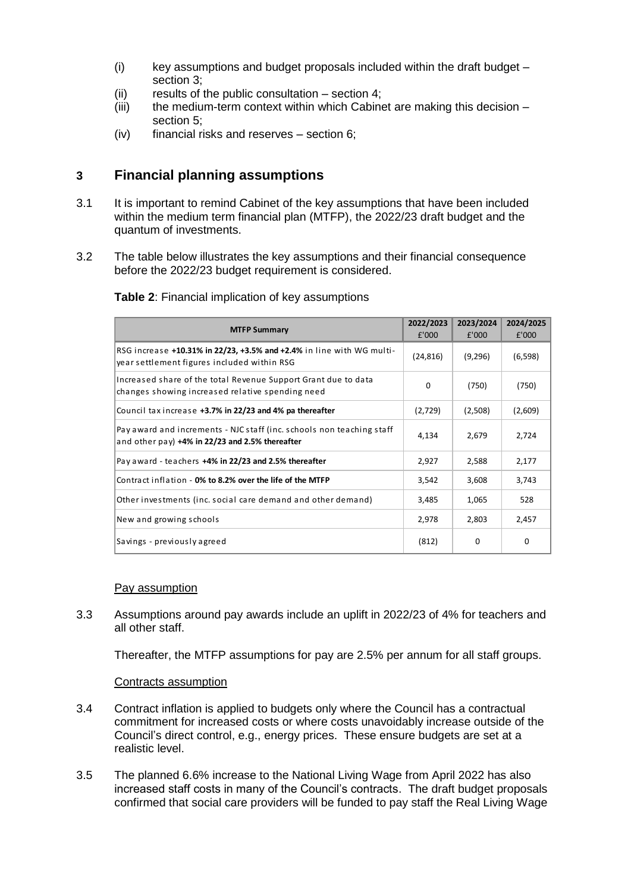(i) key assumptions and budget proposals included within the draft budget – section 3;
(ii) results of the public consultation – section 4;
(iii) the medium-term context within which Cabinet are making this decision – section 5;
(iv) financial risks and reserves – section 6;

## 3 Financial planning assumptions

3.1 It is important to remind Cabinet of the key assumptions that have been included within the medium term financial plan (MTFP), the 2022/23 draft budget and the quantum of investments.

3.2 The table below illustrates the key assumptions and their financial consequence before the 2022/23 budget requirement is considered.

**Table 2**: Financial implication of key assumptions

| MTFP Summary | 2022/2023 £'000 | 2023/2024 £'000 | 2024/2025 £'000 |
|---|---|---|---|
| RSG increase **+10.31% in 22/23, +3.5% and +2.4%** in line with WG multi-year settlement figures included within RSG | (24,816) | (9,296) | (6,598) |
| Increased share of the total Revenue Support Grant due to data changes showing increased relative spending need | 0 | (750) | (750) |
| Council tax increase **+3.7% in 22/23 and 4% pa thereafter** | (2,729) | (2,508) | (2,609) |
| Pay award and increments - NJC staff (inc. schools non teaching staff and other pay) **+4% in 22/23 and 2.5% thereafter** | 4,134 | 2,679 | 2,724 |
| Pay award - teachers **+4% in 22/23 and 2.5% thereafter** | 2,927 | 2,588 | 2,177 |
| Contract inflation - **0% to 8.2% over the life of the MTFP** | 3,542 | 3,608 | 3,743 |
| Other investments (inc. social care demand and other demand) | 3,485 | 1,065 | 528 |
| New and growing schools | 2,978 | 2,803 | 2,457 |
| Savings - previously agreed | (812) | 0 | 0 |

<u>Pay assumption</u>

3.3 Assumptions around pay awards include an uplift in 2022/23 of 4% for teachers and all other staff.

Thereafter, the MTFP assumptions for pay are 2.5% per annum for all staff groups.

<u>Contracts assumption</u>

3.4 Contract inflation is applied to budgets only where the Council has a contractual commitment for increased costs or where costs unavoidably increase outside of the Council's direct control, e.g., energy prices. These ensure budgets are set at a realistic level.

3.5 The planned 6.6% increase to the National Living Wage from April 2022 has also increased staff costs in many of the Council's contracts. The draft budget proposals confirmed that social care providers will be funded to pay staff the Real Living Wage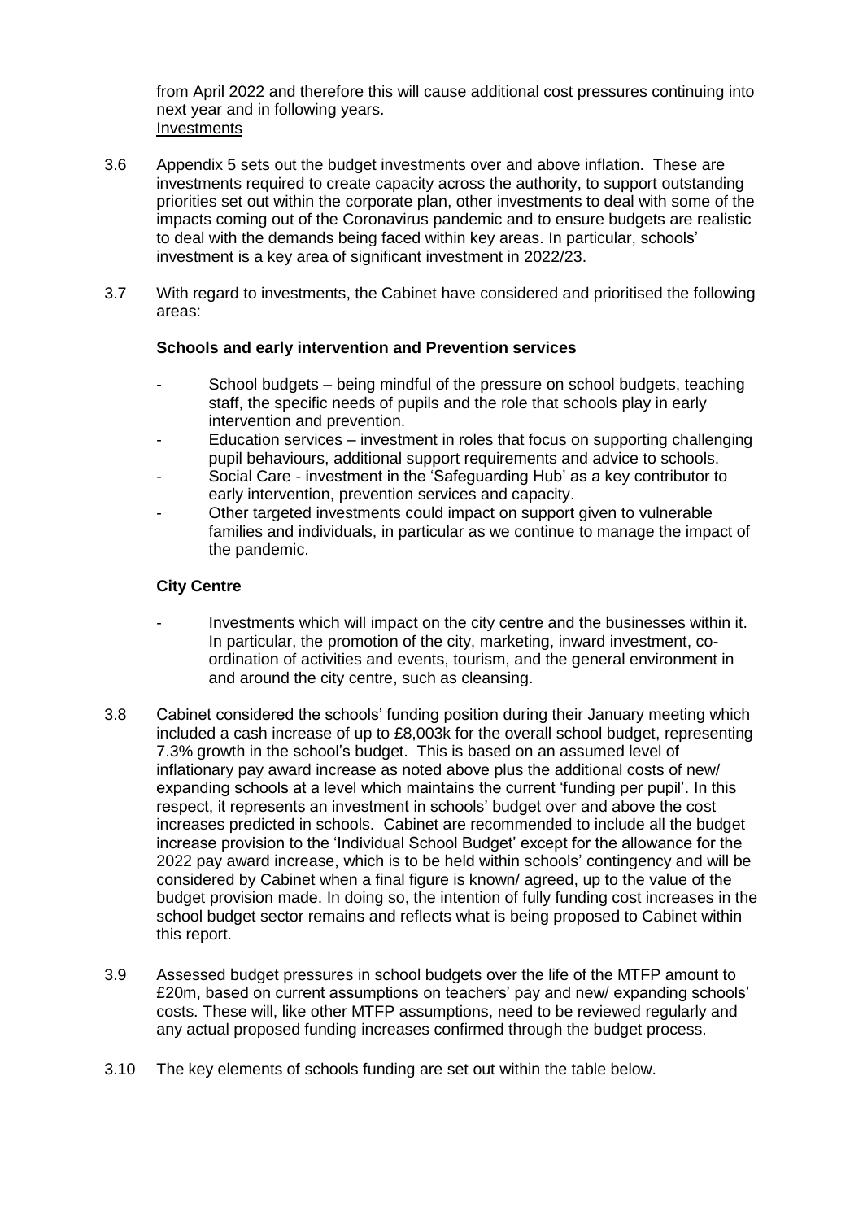from April 2022 and therefore this will cause additional cost pressures continuing into next year and in following years.

Investments

3.6 Appendix 5 sets out the budget investments over and above inflation. These are investments required to create capacity across the authority, to support outstanding priorities set out within the corporate plan, other investments to deal with some of the impacts coming out of the Coronavirus pandemic and to ensure budgets are realistic to deal with the demands being faced within key areas. In particular, schools' investment is a key area of significant investment in 2022/23.

3.7 With regard to investments, the Cabinet have considered and prioritised the following areas:

**Schools and early intervention and Prevention services**

- School budgets – being mindful of the pressure on school budgets, teaching staff, the specific needs of pupils and the role that schools play in early intervention and prevention.
- Education services – investment in roles that focus on supporting challenging pupil behaviours, additional support requirements and advice to schools.
- Social Care - investment in the 'Safeguarding Hub' as a key contributor to early intervention, prevention services and capacity.
- Other targeted investments could impact on support given to vulnerable families and individuals, in particular as we continue to manage the impact of the pandemic.

**City Centre**

- Investments which will impact on the city centre and the businesses within it. In particular, the promotion of the city, marketing, inward investment, co-ordination of activities and events, tourism, and the general environment in and around the city centre, such as cleansing.

3.8 Cabinet considered the schools' funding position during their January meeting which included a cash increase of up to £8,003k for the overall school budget, representing 7.3% growth in the school's budget. This is based on an assumed level of inflationary pay award increase as noted above plus the additional costs of new/ expanding schools at a level which maintains the current 'funding per pupil'. In this respect, it represents an investment in schools' budget over and above the cost increases predicted in schools. Cabinet are recommended to include all the budget increase provision to the 'Individual School Budget' except for the allowance for the 2022 pay award increase, which is to be held within schools' contingency and will be considered by Cabinet when a final figure is known/ agreed, up to the value of the budget provision made. In doing so, the intention of fully funding cost increases in the school budget sector remains and reflects what is being proposed to Cabinet within this report.

3.9 Assessed budget pressures in school budgets over the life of the MTFP amount to £20m, based on current assumptions on teachers' pay and new/ expanding schools' costs. These will, like other MTFP assumptions, need to be reviewed regularly and any actual proposed funding increases confirmed through the budget process.

3.10 The key elements of schools funding are set out within the table below.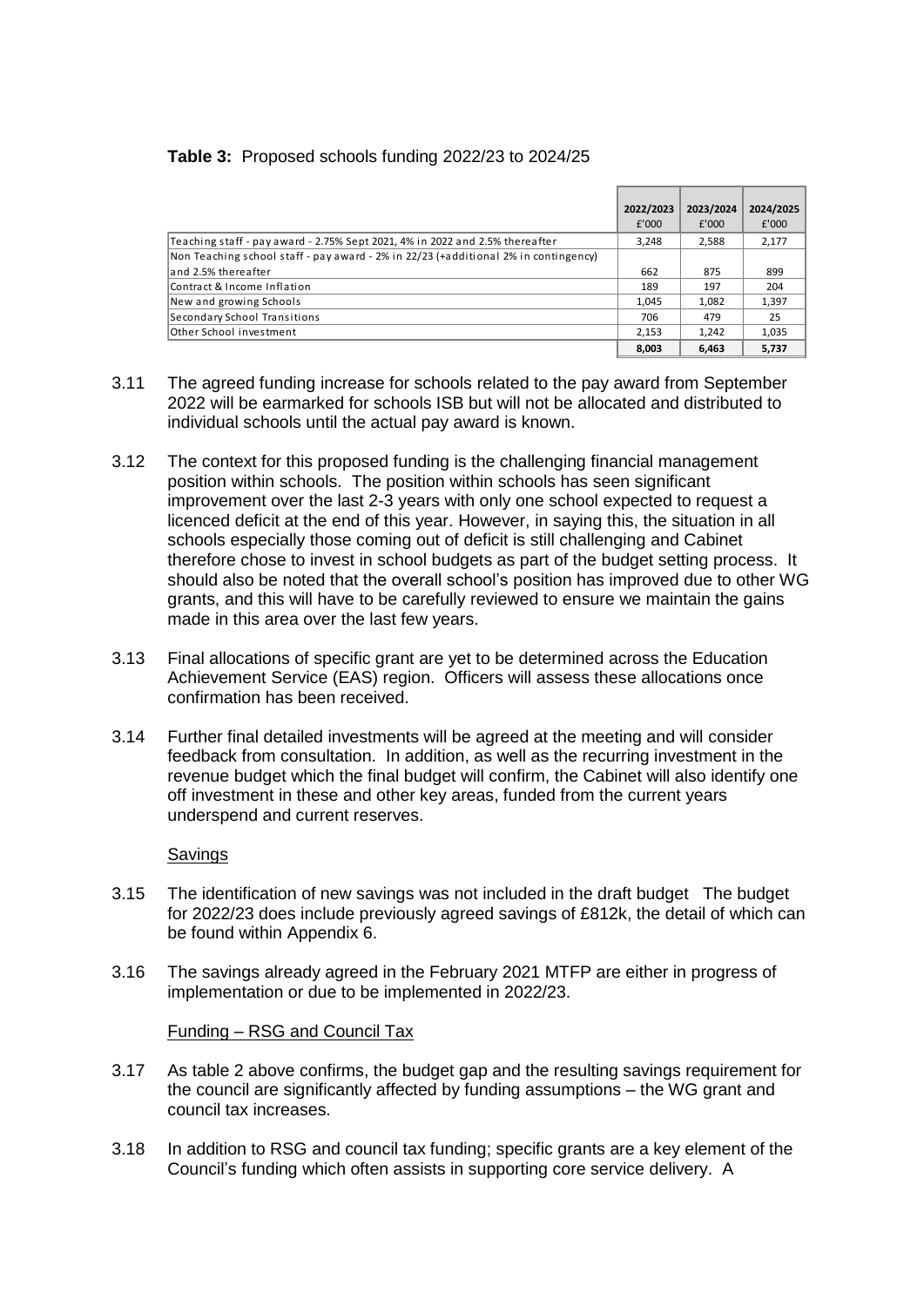**Table 3:** Proposed schools funding 2022/23 to 2024/25

| | 2022/2023<br>£'000 | 2023/2024<br>£'000 | 2024/2025<br>£'000 |
|---|---|---|---|
| Teaching staff - pay award - 2.75% Sept 2021, 4% in 2022 and 2.5% thereafter | 3,248 | 2,588 | 2,177 |
| Non Teaching school staff - pay award - 2% in 22/23 (+additional 2% in contingency) and 2.5% thereafter | 662 | 875 | 899 |
| Contract & Income Inflation | 189 | 197 | 204 |
| New and growing Schools | 1,045 | 1,082 | 1,397 |
| Secondary School Transitions | 706 | 479 | 25 |
| Other School investment | 2,153 | 1,242 | 1,035 |
| | **8,003** | **6,463** | **5,737** |

3.11 The agreed funding increase for schools related to the pay award from September 2022 will be earmarked for schools ISB but will not be allocated and distributed to individual schools until the actual pay award is known.

3.12 The context for this proposed funding is the challenging financial management position within schools. The position within schools has seen significant improvement over the last 2-3 years with only one school expected to request a licenced deficit at the end of this year. However, in saying this, the situation in all schools especially those coming out of deficit is still challenging and Cabinet therefore chose to invest in school budgets as part of the budget setting process. It should also be noted that the overall school's position has improved due to other WG grants, and this will have to be carefully reviewed to ensure we maintain the gains made in this area over the last few years.

3.13 Final allocations of specific grant are yet to be determined across the Education Achievement Service (EAS) region. Officers will assess these allocations once confirmation has been received.

3.14 Further final detailed investments will be agreed at the meeting and will consider feedback from consultation. In addition, as well as the recurring investment in the revenue budget which the final budget will confirm, the Cabinet will also identify one off investment in these and other key areas, funded from the current years underspend and current reserves.

Savings

3.15 The identification of new savings was not included in the draft budget The budget for 2022/23 does include previously agreed savings of £812k, the detail of which can be found within Appendix 6.

3.16 The savings already agreed in the February 2021 MTFP are either in progress of implementation or due to be implemented in 2022/23.

Funding – RSG and Council Tax

3.17 As table 2 above confirms, the budget gap and the resulting savings requirement for the council are significantly affected by funding assumptions – the WG grant and council tax increases.

3.18 In addition to RSG and council tax funding; specific grants are a key element of the Council's funding which often assists in supporting core service delivery. A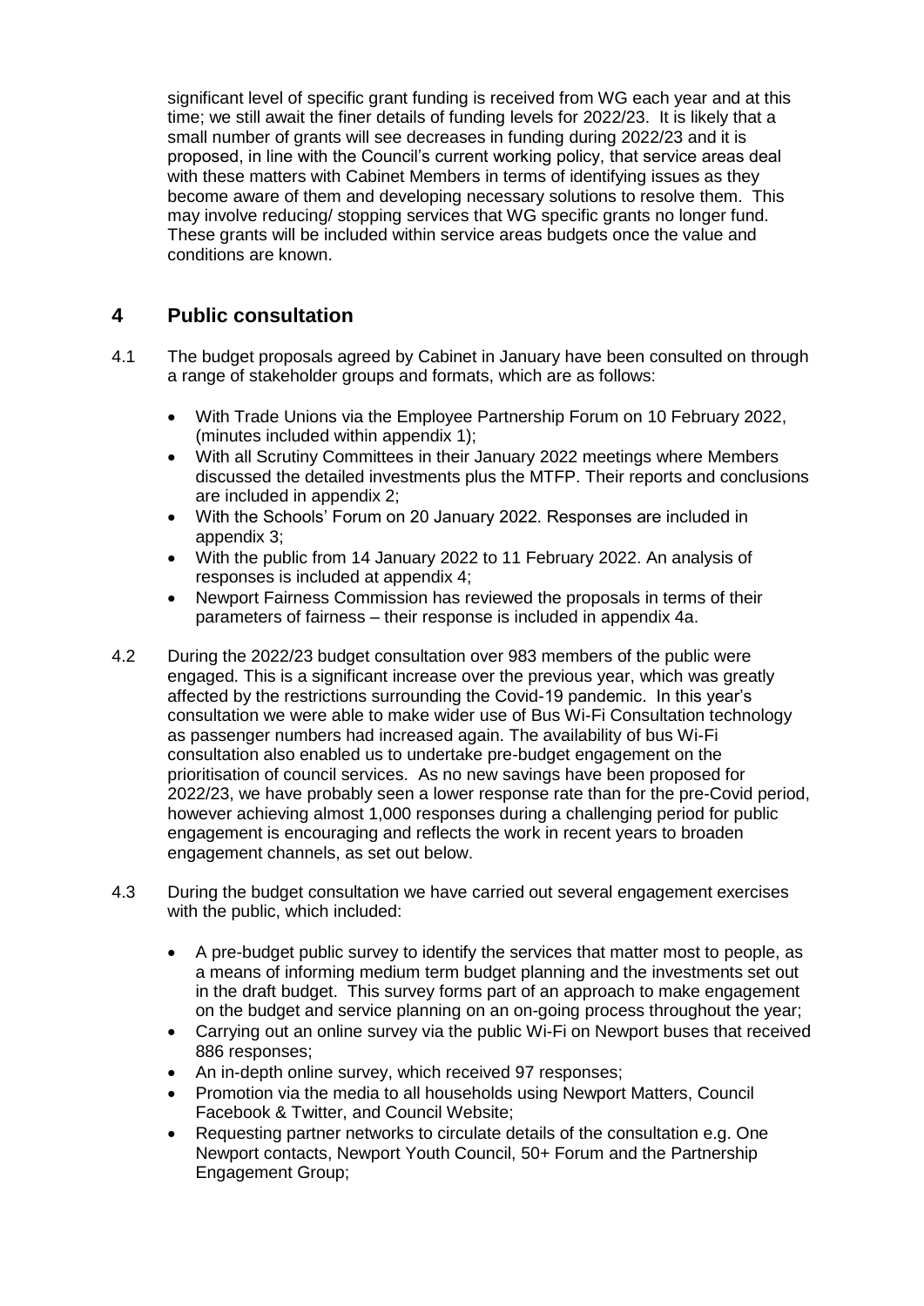significant level of specific grant funding is received from WG each year and at this time; we still await the finer details of funding levels for 2022/23. It is likely that a small number of grants will see decreases in funding during 2022/23 and it is proposed, in line with the Council's current working policy, that service areas deal with these matters with Cabinet Members in terms of identifying issues as they become aware of them and developing necessary solutions to resolve them. This may involve reducing/ stopping services that WG specific grants no longer fund. These grants will be included within service areas budgets once the value and conditions are known.

## 4 Public consultation

4.1 The budget proposals agreed by Cabinet in January have been consulted on through a range of stakeholder groups and formats, which are as follows:

- With Trade Unions via the Employee Partnership Forum on 10 February 2022, (minutes included within appendix 1);
- With all Scrutiny Committees in their January 2022 meetings where Members discussed the detailed investments plus the MTFP. Their reports and conclusions are included in appendix 2;
- With the Schools' Forum on 20 January 2022. Responses are included in appendix 3;
- With the public from 14 January 2022 to 11 February 2022. An analysis of responses is included at appendix 4;
- Newport Fairness Commission has reviewed the proposals in terms of their parameters of fairness – their response is included in appendix 4a.

4.2 During the 2022/23 budget consultation over 983 members of the public were engaged. This is a significant increase over the previous year, which was greatly affected by the restrictions surrounding the Covid-19 pandemic. In this year's consultation we were able to make wider use of Bus Wi-Fi Consultation technology as passenger numbers had increased again. The availability of bus Wi-Fi consultation also enabled us to undertake pre-budget engagement on the prioritisation of council services. As no new savings have been proposed for 2022/23, we have probably seen a lower response rate than for the pre-Covid period, however achieving almost 1,000 responses during a challenging period for public engagement is encouraging and reflects the work in recent years to broaden engagement channels, as set out below.

4.3 During the budget consultation we have carried out several engagement exercises with the public, which included:

- A pre-budget public survey to identify the services that matter most to people, as a means of informing medium term budget planning and the investments set out in the draft budget. This survey forms part of an approach to make engagement on the budget and service planning on an on-going process throughout the year;
- Carrying out an online survey via the public Wi-Fi on Newport buses that received 886 responses;
- An in-depth online survey, which received 97 responses;
- Promotion via the media to all households using Newport Matters, Council Facebook & Twitter, and Council Website;
- Requesting partner networks to circulate details of the consultation e.g. One Newport contacts, Newport Youth Council, 50+ Forum and the Partnership Engagement Group;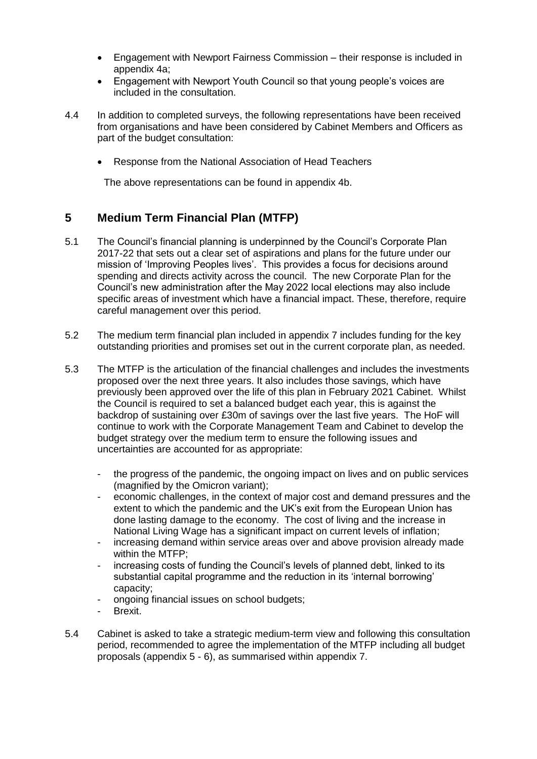- Engagement with Newport Fairness Commission – their response is included in appendix 4a;
- Engagement with Newport Youth Council so that young people's voices are included in the consultation.

4.4 In addition to completed surveys, the following representations have been received from organisations and have been considered by Cabinet Members and Officers as part of the budget consultation:

- Response from the National Association of Head Teachers

The above representations can be found in appendix 4b.

## 5 Medium Term Financial Plan (MTFP)

5.1 The Council's financial planning is underpinned by the Council's Corporate Plan 2017-22 that sets out a clear set of aspirations and plans for the future under our mission of 'Improving Peoples lives'. This provides a focus for decisions around spending and directs activity across the council. The new Corporate Plan for the Council's new administration after the May 2022 local elections may also include specific areas of investment which have a financial impact. These, therefore, require careful management over this period.

5.2 The medium term financial plan included in appendix 7 includes funding for the key outstanding priorities and promises set out in the current corporate plan, as needed.

5.3 The MTFP is the articulation of the financial challenges and includes the investments proposed over the next three years. It also includes those savings, which have previously been approved over the life of this plan in February 2021 Cabinet. Whilst the Council is required to set a balanced budget each year, this is against the backdrop of sustaining over £30m of savings over the last five years. The HoF will continue to work with the Corporate Management Team and Cabinet to develop the budget strategy over the medium term to ensure the following issues and uncertainties are accounted for as appropriate:

- the progress of the pandemic, the ongoing impact on lives and on public services (magnified by the Omicron variant);
- economic challenges, in the context of major cost and demand pressures and the extent to which the pandemic and the UK's exit from the European Union has done lasting damage to the economy. The cost of living and the increase in National Living Wage has a significant impact on current levels of inflation;
- increasing demand within service areas over and above provision already made within the MTFP;
- increasing costs of funding the Council's levels of planned debt, linked to its substantial capital programme and the reduction in its 'internal borrowing' capacity;
- ongoing financial issues on school budgets;
- Brexit.

5.4 Cabinet is asked to take a strategic medium-term view and following this consultation period, recommended to agree the implementation of the MTFP including all budget proposals (appendix 5 - 6), as summarised within appendix 7.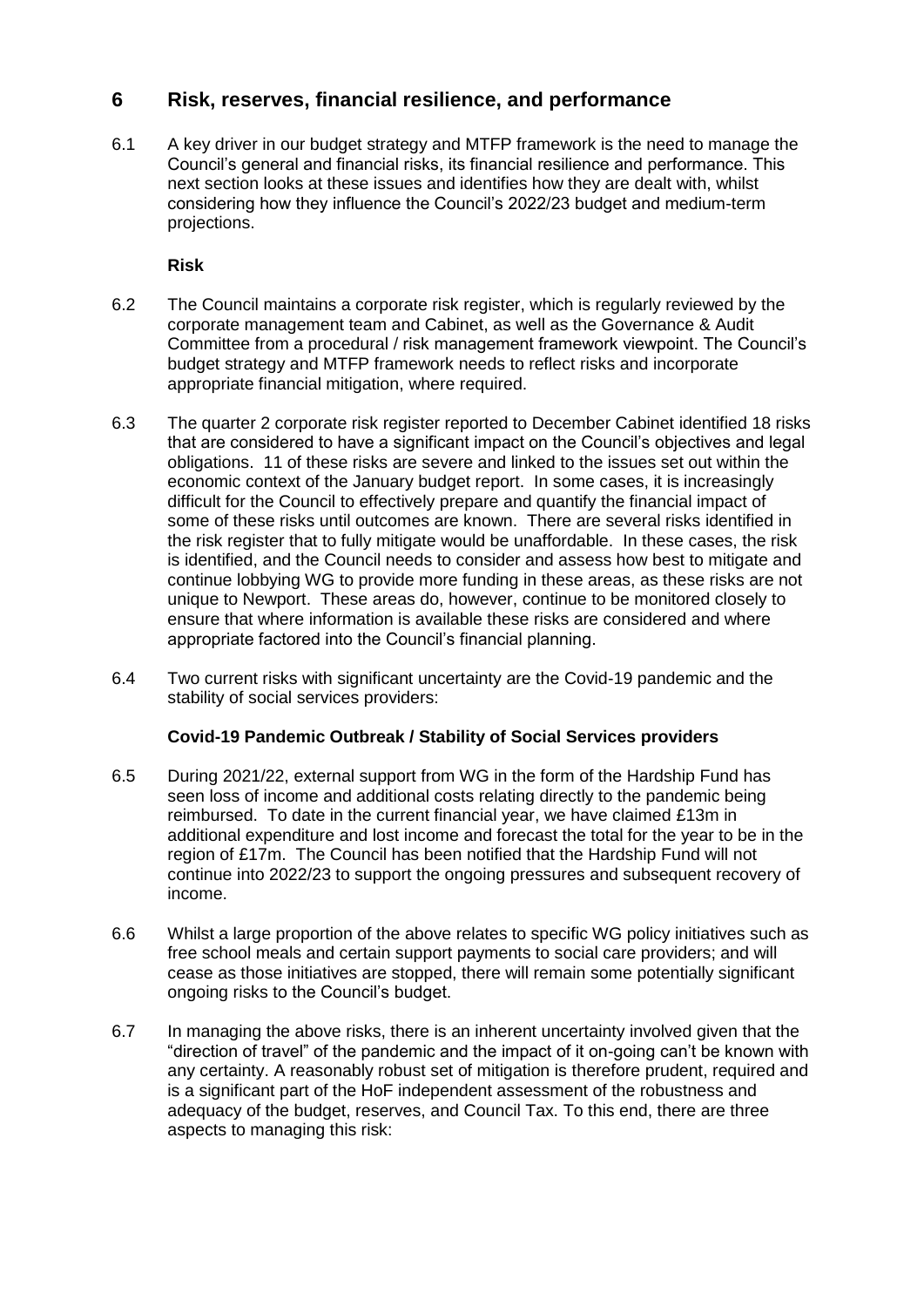## 6 Risk, reserves, financial resilience, and performance

6.1 A key driver in our budget strategy and MTFP framework is the need to manage the Council's general and financial risks, its financial resilience and performance. This next section looks at these issues and identifies how they are dealt with, whilst considering how they influence the Council's 2022/23 budget and medium-term projections.

**Risk**

6.2 The Council maintains a corporate risk register, which is regularly reviewed by the corporate management team and Cabinet, as well as the Governance & Audit Committee from a procedural / risk management framework viewpoint. The Council's budget strategy and MTFP framework needs to reflect risks and incorporate appropriate financial mitigation, where required.

6.3 The quarter 2 corporate risk register reported to December Cabinet identified 18 risks that are considered to have a significant impact on the Council's objectives and legal obligations. 11 of these risks are severe and linked to the issues set out within the economic context of the January budget report. In some cases, it is increasingly difficult for the Council to effectively prepare and quantify the financial impact of some of these risks until outcomes are known. There are several risks identified in the risk register that to fully mitigate would be unaffordable. In these cases, the risk is identified, and the Council needs to consider and assess how best to mitigate and continue lobbying WG to provide more funding in these areas, as these risks are not unique to Newport. These areas do, however, continue to be monitored closely to ensure that where information is available these risks are considered and where appropriate factored into the Council's financial planning.

6.4 Two current risks with significant uncertainty are the Covid-19 pandemic and the stability of social services providers:

**Covid-19 Pandemic Outbreak / Stability of Social Services providers**

6.5 During 2021/22, external support from WG in the form of the Hardship Fund has seen loss of income and additional costs relating directly to the pandemic being reimbursed. To date in the current financial year, we have claimed £13m in additional expenditure and lost income and forecast the total for the year to be in the region of £17m. The Council has been notified that the Hardship Fund will not continue into 2022/23 to support the ongoing pressures and subsequent recovery of income.

6.6 Whilst a large proportion of the above relates to specific WG policy initiatives such as free school meals and certain support payments to social care providers; and will cease as those initiatives are stopped, there will remain some potentially significant ongoing risks to the Council's budget.

6.7 In managing the above risks, there is an inherent uncertainty involved given that the "direction of travel" of the pandemic and the impact of it on-going can't be known with any certainty. A reasonably robust set of mitigation is therefore prudent, required and is a significant part of the HoF independent assessment of the robustness and adequacy of the budget, reserves, and Council Tax. To this end, there are three aspects to managing this risk: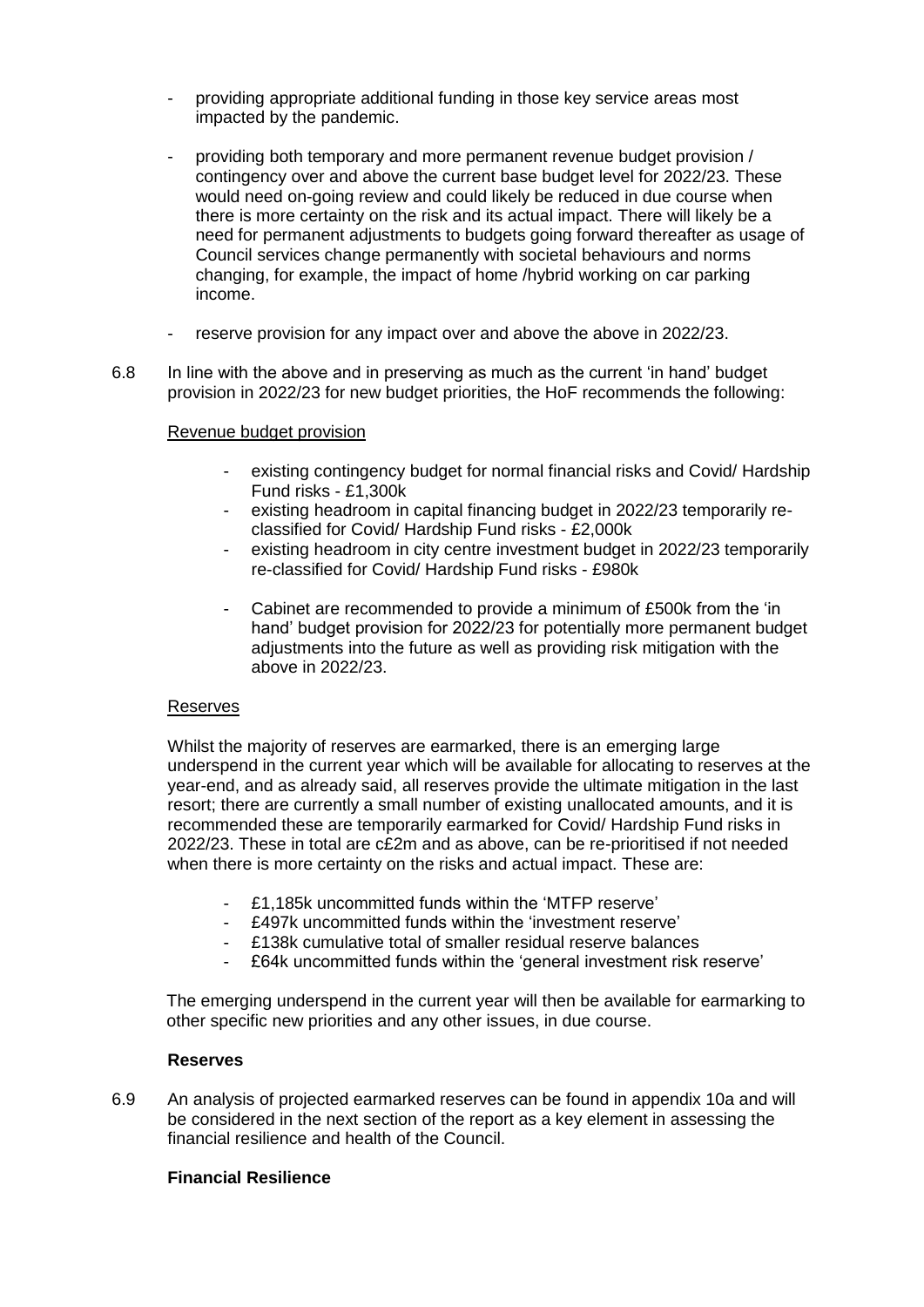- providing appropriate additional funding in those key service areas most impacted by the pandemic.

- providing both temporary and more permanent revenue budget provision / contingency over and above the current base budget level for 2022/23. These would need on-going review and could likely be reduced in due course when there is more certainty on the risk and its actual impact. There will likely be a need for permanent adjustments to budgets going forward thereafter as usage of Council services change permanently with societal behaviours and norms changing, for example, the impact of home /hybrid working on car parking income.

- reserve provision for any impact over and above the above in 2022/23.

6.8 In line with the above and in preserving as much as the current 'in hand' budget provision in 2022/23 for new budget priorities, the HoF recommends the following:

Revenue budget provision

- existing contingency budget for normal financial risks and Covid/ Hardship Fund risks - £1,300k
- existing headroom in capital financing budget in 2022/23 temporarily re-classified for Covid/ Hardship Fund risks - £2,000k
- existing headroom in city centre investment budget in 2022/23 temporarily re-classified for Covid/ Hardship Fund risks - £980k

- Cabinet are recommended to provide a minimum of £500k from the 'in hand' budget provision for 2022/23 for potentially more permanent budget adjustments into the future as well as providing risk mitigation with the above in 2022/23.

Reserves

Whilst the majority of reserves are earmarked, there is an emerging large underspend in the current year which will be available for allocating to reserves at the year-end, and as already said, all reserves provide the ultimate mitigation in the last resort; there are currently a small number of existing unallocated amounts, and it is recommended these are temporarily earmarked for Covid/ Hardship Fund risks in 2022/23. These in total are c£2m and as above, can be re-prioritised if not needed when there is more certainty on the risks and actual impact. These are:

- £1,185k uncommitted funds within the 'MTFP reserve'
- £497k uncommitted funds within the 'investment reserve'
- £138k cumulative total of smaller residual reserve balances
- £64k uncommitted funds within the 'general investment risk reserve'

The emerging underspend in the current year will then be available for earmarking to other specific new priorities and any other issues, in due course.

**Reserves**

6.9 An analysis of projected earmarked reserves can be found in appendix 10a and will be considered in the next section of the report as a key element in assessing the financial resilience and health of the Council.

**Financial Resilience**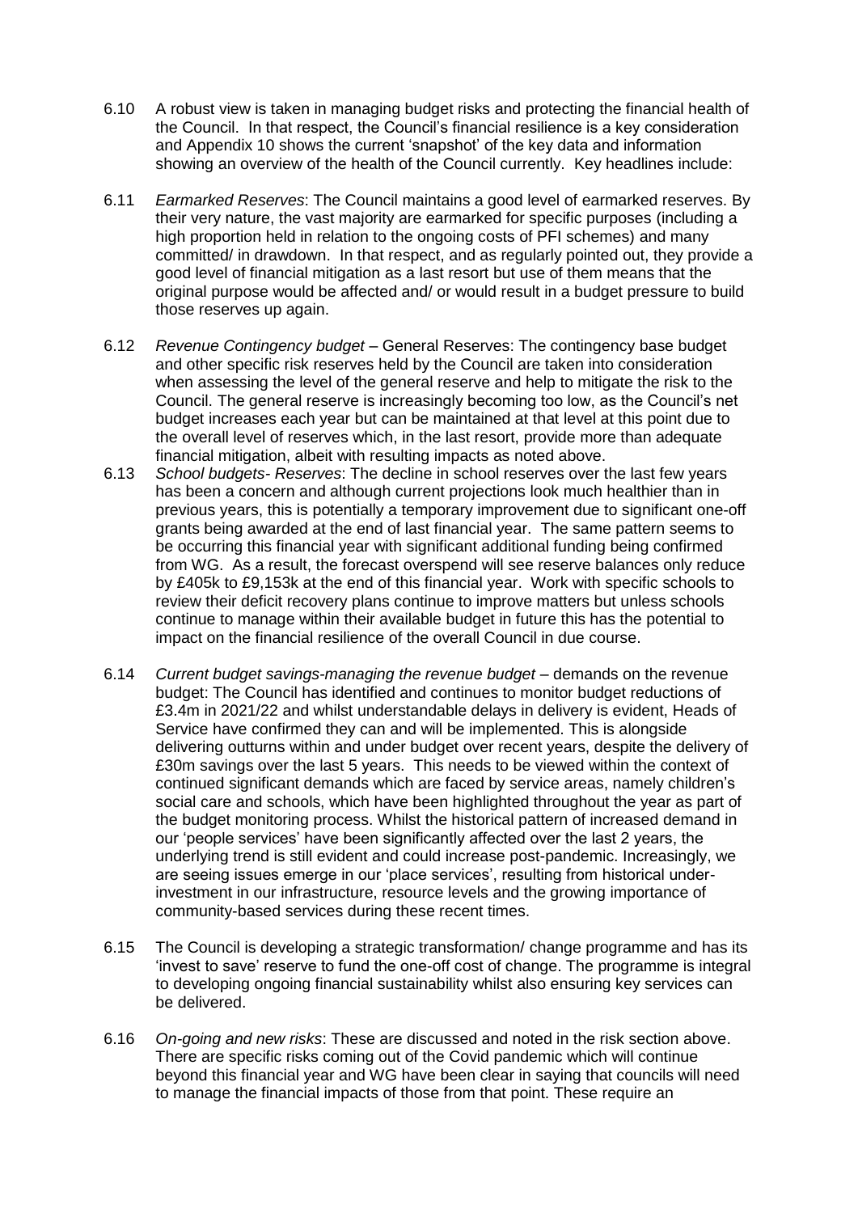6.10 A robust view is taken in managing budget risks and protecting the financial health of the Council. In that respect, the Council's financial resilience is a key consideration and Appendix 10 shows the current 'snapshot' of the key data and information showing an overview of the health of the Council currently. Key headlines include:

6.11 *Earmarked Reserves*: The Council maintains a good level of earmarked reserves. By their very nature, the vast majority are earmarked for specific purposes (including a high proportion held in relation to the ongoing costs of PFI schemes) and many committed/ in drawdown. In that respect, and as regularly pointed out, they provide a good level of financial mitigation as a last resort but use of them means that the original purpose would be affected and/ or would result in a budget pressure to build those reserves up again.

6.12 *Revenue Contingency budget* – General Reserves: The contingency base budget and other specific risk reserves held by the Council are taken into consideration when assessing the level of the general reserve and help to mitigate the risk to the Council. The general reserve is increasingly becoming too low, as the Council's net budget increases each year but can be maintained at that level at this point due to the overall level of reserves which, in the last resort, provide more than adequate financial mitigation, albeit with resulting impacts as noted above.

6.13 *School budgets- Reserves*: The decline in school reserves over the last few years has been a concern and although current projections look much healthier than in previous years, this is potentially a temporary improvement due to significant one-off grants being awarded at the end of last financial year. The same pattern seems to be occurring this financial year with significant additional funding being confirmed from WG. As a result, the forecast overspend will see reserve balances only reduce by £405k to £9,153k at the end of this financial year. Work with specific schools to review their deficit recovery plans continue to improve matters but unless schools continue to manage within their available budget in future this has the potential to impact on the financial resilience of the overall Council in due course.

6.14 *Current budget savings-managing the revenue budget* – demands on the revenue budget: The Council has identified and continues to monitor budget reductions of £3.4m in 2021/22 and whilst understandable delays in delivery is evident, Heads of Service have confirmed they can and will be implemented. This is alongside delivering outturns within and under budget over recent years, despite the delivery of £30m savings over the last 5 years. This needs to be viewed within the context of continued significant demands which are faced by service areas, namely children's social care and schools, which have been highlighted throughout the year as part of the budget monitoring process. Whilst the historical pattern of increased demand in our 'people services' have been significantly affected over the last 2 years, the underlying trend is still evident and could increase post-pandemic. Increasingly, we are seeing issues emerge in our 'place services', resulting from historical under-investment in our infrastructure, resource levels and the growing importance of community-based services during these recent times.

6.15 The Council is developing a strategic transformation/ change programme and has its 'invest to save' reserve to fund the one-off cost of change. The programme is integral to developing ongoing financial sustainability whilst also ensuring key services can be delivered.

6.16 *On-going and new risks*: These are discussed and noted in the risk section above. There are specific risks coming out of the Covid pandemic which will continue beyond this financial year and WG have been clear in saying that councils will need to manage the financial impacts of those from that point. These require an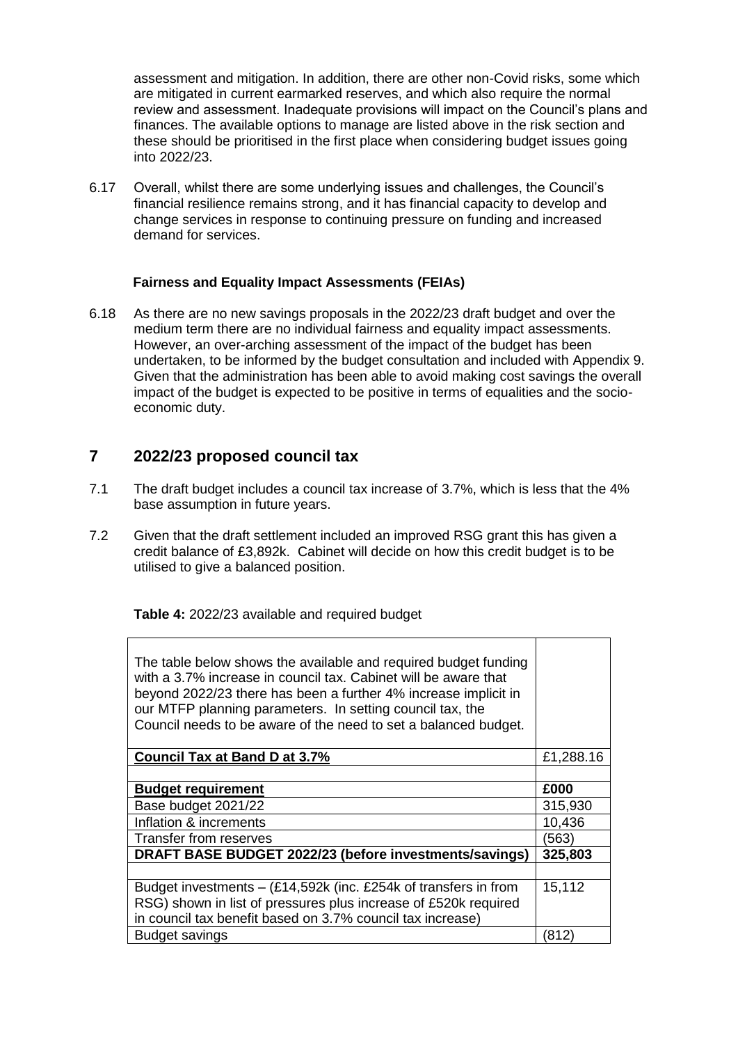assessment and mitigation. In addition, there are other non-Covid risks, some which are mitigated in current earmarked reserves, and which also require the normal review and assessment. Inadequate provisions will impact on the Council's plans and finances. The available options to manage are listed above in the risk section and these should be prioritised in the first place when considering budget issues going into 2022/23.

6.17 Overall, whilst there are some underlying issues and challenges, the Council's financial resilience remains strong, and it has financial capacity to develop and change services in response to continuing pressure on funding and increased demand for services.

**Fairness and Equality Impact Assessments (FEIAs)**

6.18 As there are no new savings proposals in the 2022/23 draft budget and over the medium term there are no individual fairness and equality impact assessments. However, an over-arching assessment of the impact of the budget has been undertaken, to be informed by the budget consultation and included with Appendix 9. Given that the administration has been able to avoid making cost savings the overall impact of the budget is expected to be positive in terms of equalities and the socio-economic duty.

## 7 2022/23 proposed council tax

7.1 The draft budget includes a council tax increase of 3.7%, which is less that the 4% base assumption in future years.

7.2 Given that the draft settlement included an improved RSG grant this has given a credit balance of £3,892k. Cabinet will decide on how this credit budget is to be utilised to give a balanced position.

**Table 4:** 2022/23 available and required budget

| The table below shows the available and required budget funding with a 3.7% increase in council tax. Cabinet will be aware that beyond 2022/23 there has been a further 4% increase implicit in our MTFP planning parameters. In setting council tax, the Council needs to be aware of the need to set a balanced budget. | |
|---|---|
| **Council Tax at Band D at 3.7%** | £1,288.16 |
| | |
| **Budget requirement** | **£000** |
| Base budget 2021/22 | 315,930 |
| Inflation & increments | 10,436 |
| Transfer from reserves | (563) |
| **DRAFT BASE BUDGET 2022/23 (before investments/savings)** | **325,803** |
| | |
| Budget investments – (£14,592k (inc. £254k of transfers in from RSG) shown in list of pressures plus increase of £520k required in council tax benefit based on 3.7% council tax increase) | 15,112 |
| Budget savings | (812) |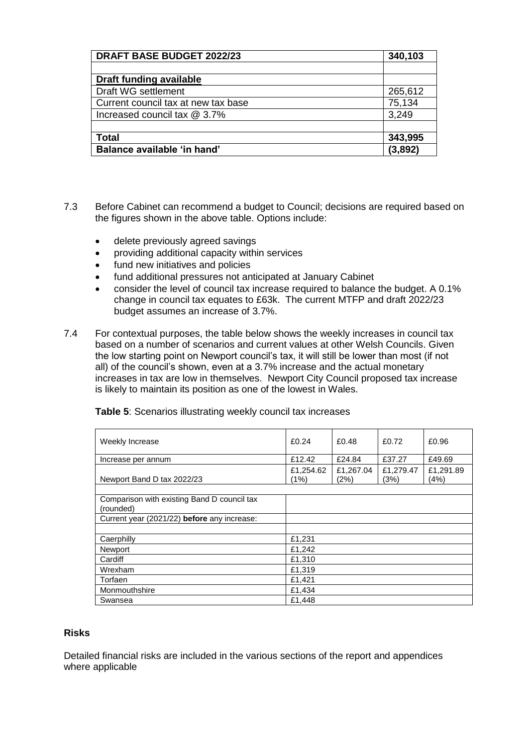| **DRAFT BASE BUDGET 2022/23** | **340,103** |
|---|---|
| | |
| **Draft funding available** | |
| Draft WG settlement | 265,612 |
| Current council tax at new tax base | 75,134 |
| Increased council tax @ 3.7% | 3,249 |
| | |
| **Total** | **343,995** |
| **Balance available 'in hand'** | **(3,892)** |

7.3 Before Cabinet can recommend a budget to Council; decisions are required based on the figures shown in the above table. Options include:

- delete previously agreed savings
- providing additional capacity within services
- fund new initiatives and policies
- fund additional pressures not anticipated at January Cabinet
- consider the level of council tax increase required to balance the budget. A 0.1% change in council tax equates to £63k. The current MTFP and draft 2022/23 budget assumes an increase of 3.7%.

7.4 For contextual purposes, the table below shows the weekly increases in council tax based on a number of scenarios and current values at other Welsh Councils. Given the low starting point on Newport council's tax, it will still be lower than most (if not all) of the council's shown, even at a 3.7% increase and the actual monetary increases in tax are low in themselves. Newport City Council proposed tax increase is likely to maintain its position as one of the lowest in Wales.

**Table 5**: Scenarios illustrating weekly council tax increases

| Weekly Increase | £0.24 | £0.48 | £0.72 | £0.96 |
|---|---|---|---|---|
| Increase per annum | £12.42 | £24.84 | £37.27 | £49.69 |
| Newport Band D tax 2022/23 | £1,254.62 (1%) | £1,267.04 (2%) | £1,279.47 (3%) | £1,291.89 (4%) |
| | | | | |
| Comparison with existing Band D council tax (rounded) | | | | |
| Current year (2021/22) **before** any increase: | | | | |
| | | | | |
| Caerphilly | £1,231 | | | |
| Newport | £1,242 | | | |
| Cardiff | £1,310 | | | |
| Wrexham | £1,319 | | | |
| Torfaen | £1,421 | | | |
| Monmouthshire | £1,434 | | | |
| Swansea | £1,448 | | | |

**Risks**

Detailed financial risks are included in the various sections of the report and appendices where applicable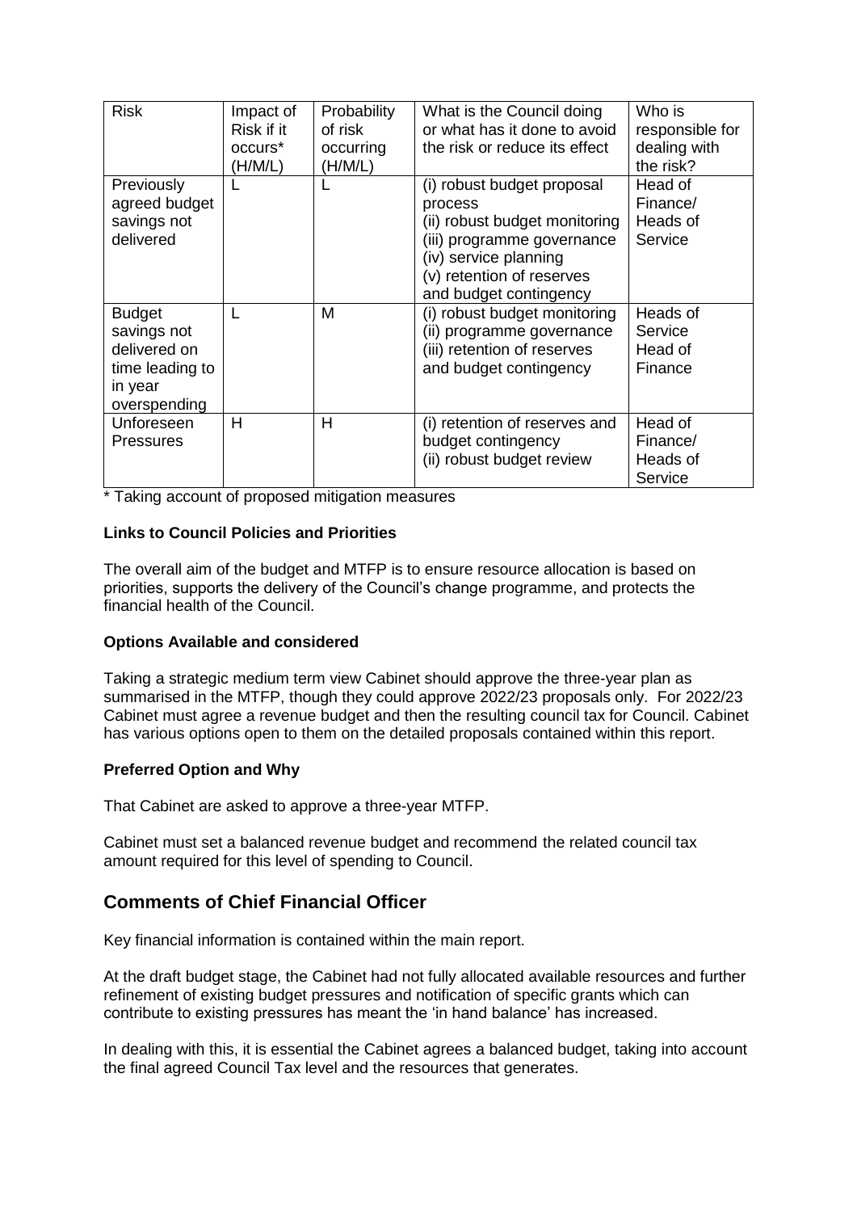| Risk | Impact of Risk if it occurs* (H/M/L) | Probability of risk occurring (H/M/L) | What is the Council doing or what has it done to avoid the risk or reduce its effect | Who is responsible for dealing with the risk? |
|---|---|---|---|---|
| Previously agreed budget savings not delivered | L | L | (i) robust budget proposal process<br>(ii) robust budget monitoring<br>(iii) programme governance<br>(iv) service planning<br>(v) retention of reserves and budget contingency | Head of Finance/ Heads of Service |
| Budget savings not delivered on time leading to in year overspending | L | M | (i) robust budget monitoring<br>(ii) programme governance<br>(iii) retention of reserves and budget contingency | Heads of Service Head of Finance |
| Unforeseen Pressures | H | H | (i) retention of reserves and budget contingency<br>(ii) robust budget review | Head of Finance/ Heads of Service |

* Taking account of proposed mitigation measures

**Links to Council Policies and Priorities**

The overall aim of the budget and MTFP is to ensure resource allocation is based on priorities, supports the delivery of the Council's change programme, and protects the financial health of the Council.

**Options Available and considered**

Taking a strategic medium term view Cabinet should approve the three-year plan as summarised in the MTFP, though they could approve 2022/23 proposals only. For 2022/23 Cabinet must agree a revenue budget and then the resulting council tax for Council. Cabinet has various options open to them on the detailed proposals contained within this report.

**Preferred Option and Why**

That Cabinet are asked to approve a three-year MTFP.

Cabinet must set a balanced revenue budget and recommend the related council tax amount required for this level of spending to Council.

## Comments of Chief Financial Officer

Key financial information is contained within the main report.

At the draft budget stage, the Cabinet had not fully allocated available resources and further refinement of existing budget pressures and notification of specific grants which can contribute to existing pressures has meant the 'in hand balance' has increased.

In dealing with this, it is essential the Cabinet agrees a balanced budget, taking into account the final agreed Council Tax level and the resources that generates.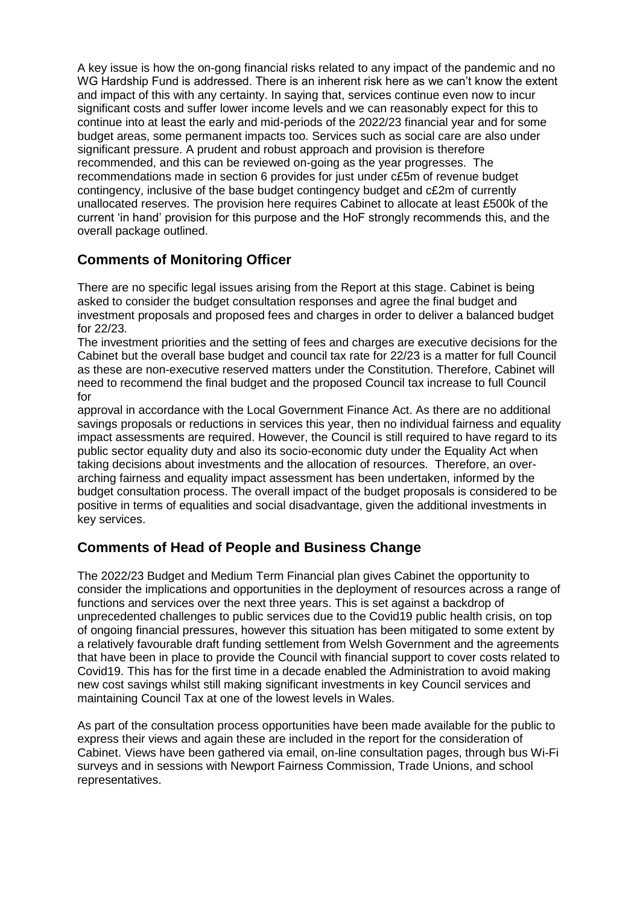A key issue is how the on-gong financial risks related to any impact of the pandemic and no WG Hardship Fund is addressed. There is an inherent risk here as we can't know the extent and impact of this with any certainty. In saying that, services continue even now to incur significant costs and suffer lower income levels and we can reasonably expect for this to continue into at least the early and mid-periods of the 2022/23 financial year and for some budget areas, some permanent impacts too. Services such as social care are also under significant pressure. A prudent and robust approach and provision is therefore recommended, and this can be reviewed on-going as the year progresses. The recommendations made in section 6 provides for just under c£5m of revenue budget contingency, inclusive of the base budget contingency budget and c£2m of currently unallocated reserves. The provision here requires Cabinet to allocate at least £500k of the current 'in hand' provision for this purpose and the HoF strongly recommends this, and the overall package outlined.

## Comments of Monitoring Officer

There are no specific legal issues arising from the Report at this stage. Cabinet is being asked to consider the budget consultation responses and agree the final budget and investment proposals and proposed fees and charges in order to deliver a balanced budget for 22/23.

The investment priorities and the setting of fees and charges are executive decisions for the Cabinet but the overall base budget and council tax rate for 22/23 is a matter for full Council as these are non-executive reserved matters under the Constitution. Therefore, Cabinet will need to recommend the final budget and the proposed Council tax increase to full Council for

approval in accordance with the Local Government Finance Act. As there are no additional savings proposals or reductions in services this year, then no individual fairness and equality impact assessments are required. However, the Council is still required to have regard to its public sector equality duty and also its socio-economic duty under the Equality Act when taking decisions about investments and the allocation of resources. Therefore, an over-arching fairness and equality impact assessment has been undertaken, informed by the budget consultation process. The overall impact of the budget proposals is considered to be positive in terms of equalities and social disadvantage, given the additional investments in key services.

## Comments of Head of People and Business Change

The 2022/23 Budget and Medium Term Financial plan gives Cabinet the opportunity to consider the implications and opportunities in the deployment of resources across a range of functions and services over the next three years. This is set against a backdrop of unprecedented challenges to public services due to the Covid19 public health crisis, on top of ongoing financial pressures, however this situation has been mitigated to some extent by a relatively favourable draft funding settlement from Welsh Government and the agreements that have been in place to provide the Council with financial support to cover costs related to Covid19. This has for the first time in a decade enabled the Administration to avoid making new cost savings whilst still making significant investments in key Council services and maintaining Council Tax at one of the lowest levels in Wales.

As part of the consultation process opportunities have been made available for the public to express their views and again these are included in the report for the consideration of Cabinet. Views have been gathered via email, on-line consultation pages, through bus Wi-Fi surveys and in sessions with Newport Fairness Commission, Trade Unions, and school representatives.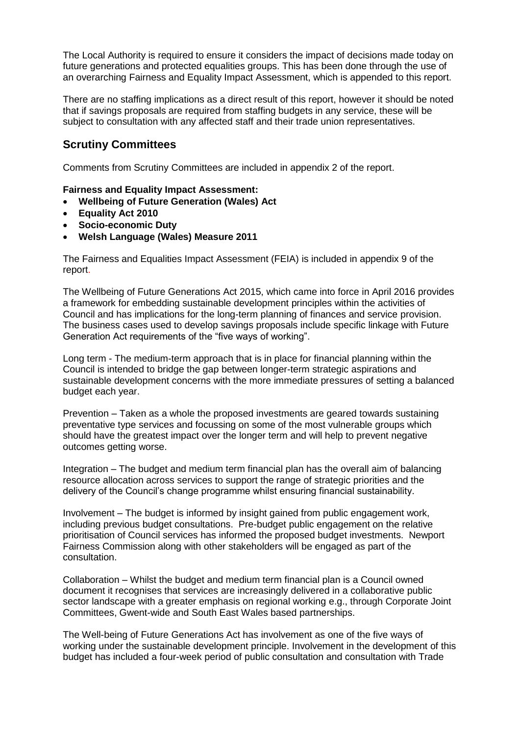The Local Authority is required to ensure it considers the impact of decisions made today on future generations and protected equalities groups. This has been done through the use of an overarching Fairness and Equality Impact Assessment, which is appended to this report.

There are no staffing implications as a direct result of this report, however it should be noted that if savings proposals are required from staffing budgets in any service, these will be subject to consultation with any affected staff and their trade union representatives.

## Scrutiny Committees

Comments from Scrutiny Committees are included in appendix 2 of the report.

**Fairness and Equality Impact Assessment:**

- **Wellbeing of Future Generation (Wales) Act**
- **Equality Act 2010**
- **Socio-economic Duty**
- **Welsh Language (Wales) Measure 2011**

The Fairness and Equalities Impact Assessment (FEIA) is included in appendix 9 of the report.

The Wellbeing of Future Generations Act 2015, which came into force in April 2016 provides a framework for embedding sustainable development principles within the activities of Council and has implications for the long-term planning of finances and service provision. The business cases used to develop savings proposals include specific linkage with Future Generation Act requirements of the "five ways of working".

Long term - The medium-term approach that is in place for financial planning within the Council is intended to bridge the gap between longer-term strategic aspirations and sustainable development concerns with the more immediate pressures of setting a balanced budget each year.

Prevention – Taken as a whole the proposed investments are geared towards sustaining preventative type services and focussing on some of the most vulnerable groups which should have the greatest impact over the longer term and will help to prevent negative outcomes getting worse.

Integration – The budget and medium term financial plan has the overall aim of balancing resource allocation across services to support the range of strategic priorities and the delivery of the Council's change programme whilst ensuring financial sustainability.

Involvement – The budget is informed by insight gained from public engagement work, including previous budget consultations. Pre-budget public engagement on the relative prioritisation of Council services has informed the proposed budget investments. Newport Fairness Commission along with other stakeholders will be engaged as part of the consultation.

Collaboration – Whilst the budget and medium term financial plan is a Council owned document it recognises that services are increasingly delivered in a collaborative public sector landscape with a greater emphasis on regional working e.g., through Corporate Joint Committees, Gwent-wide and South East Wales based partnerships.

The Well-being of Future Generations Act has involvement as one of the five ways of working under the sustainable development principle. Involvement in the development of this budget has included a four-week period of public consultation and consultation with Trade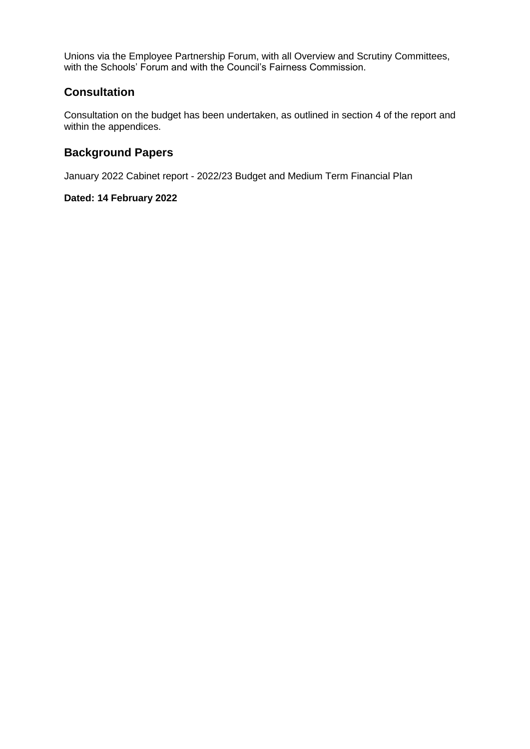Unions via the Employee Partnership Forum, with all Overview and Scrutiny Committees, with the Schools' Forum and with the Council's Fairness Commission.

## Consultation

Consultation on the budget has been undertaken, as outlined in section 4 of the report and within the appendices.

## Background Papers

January 2022 Cabinet report - 2022/23 Budget and Medium Term Financial Plan

**Dated: 14 February 2022**